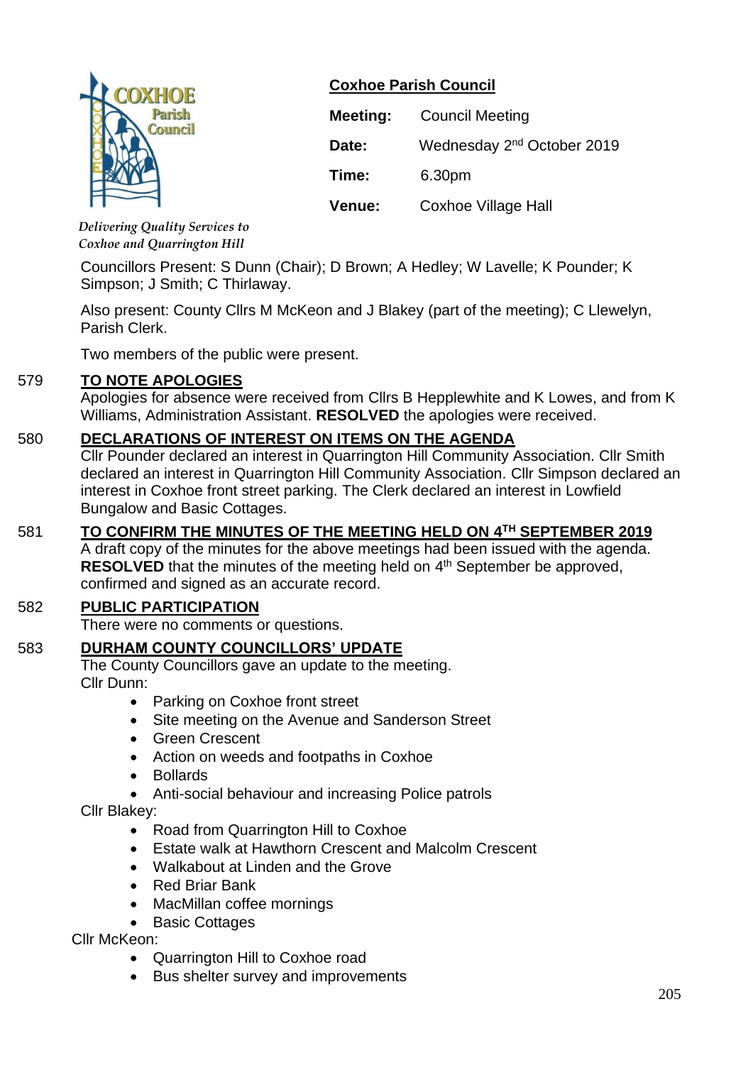**Delivering Quality Services to Coxhoe and Quarrington Hill**

## Coxhoe Parish Council

| | |
|---|---|
| **Meeting:** | Council Meeting |
| **Date:** | Wednesday 2nd October 2019 |
| **Time:** | 6.30pm |
| **Venue:** | Coxhoe Village Hall |

Councillors Present: S Dunn (Chair); D Brown; A Hedley; W Lavelle; K Pounder; K Simpson; J Smith; C Thirlaway.

Also present: County Cllrs M McKeon and J Blakey (part of the meeting); C Llewelyn, Parish Clerk.

Two members of the public were present.

### 579 TO NOTE APOLOGIES

Apologies for absence were received from Cllrs B Hepplewhite and K Lowes, and from K Williams, Administration Assistant. **RESOLVED** the apologies were received.

### 580 DECLARATIONS OF INTEREST ON ITEMS ON THE AGENDA

Cllr Pounder declared an interest in Quarrington Hill Community Association. Cllr Smith declared an interest in Quarrington Hill Community Association. Cllr Simpson declared an interest in Coxhoe front street parking. The Clerk declared an interest in Lowfield Bungalow and Basic Cottages.

### 581 TO CONFIRM THE MINUTES OF THE MEETING HELD ON 4TH SEPTEMBER 2019

A draft copy of the minutes for the above meetings had been issued with the agenda. **RESOLVED** that the minutes of the meeting held on 4th September be approved, confirmed and signed as an accurate record.

### 582 PUBLIC PARTICIPATION

There were no comments or questions.

### 583 DURHAM COUNTY COUNCILLORS' UPDATE

The County Councillors gave an update to the meeting.

Cllr Dunn:

- Parking on Coxhoe front street
- Site meeting on the Avenue and Sanderson Street
- Green Crescent
- Action on weeds and footpaths in Coxhoe
- Bollards
- Anti-social behaviour and increasing Police patrols

Cllr Blakey:

- Road from Quarrington Hill to Coxhoe
- Estate walk at Hawthorn Crescent and Malcolm Crescent
- Walkabout at Linden and the Grove
- Red Briar Bank
- MacMillan coffee mornings
- Basic Cottages

Cllr McKeon:

- Quarrington Hill to Coxhoe road
- Bus shelter survey and improvements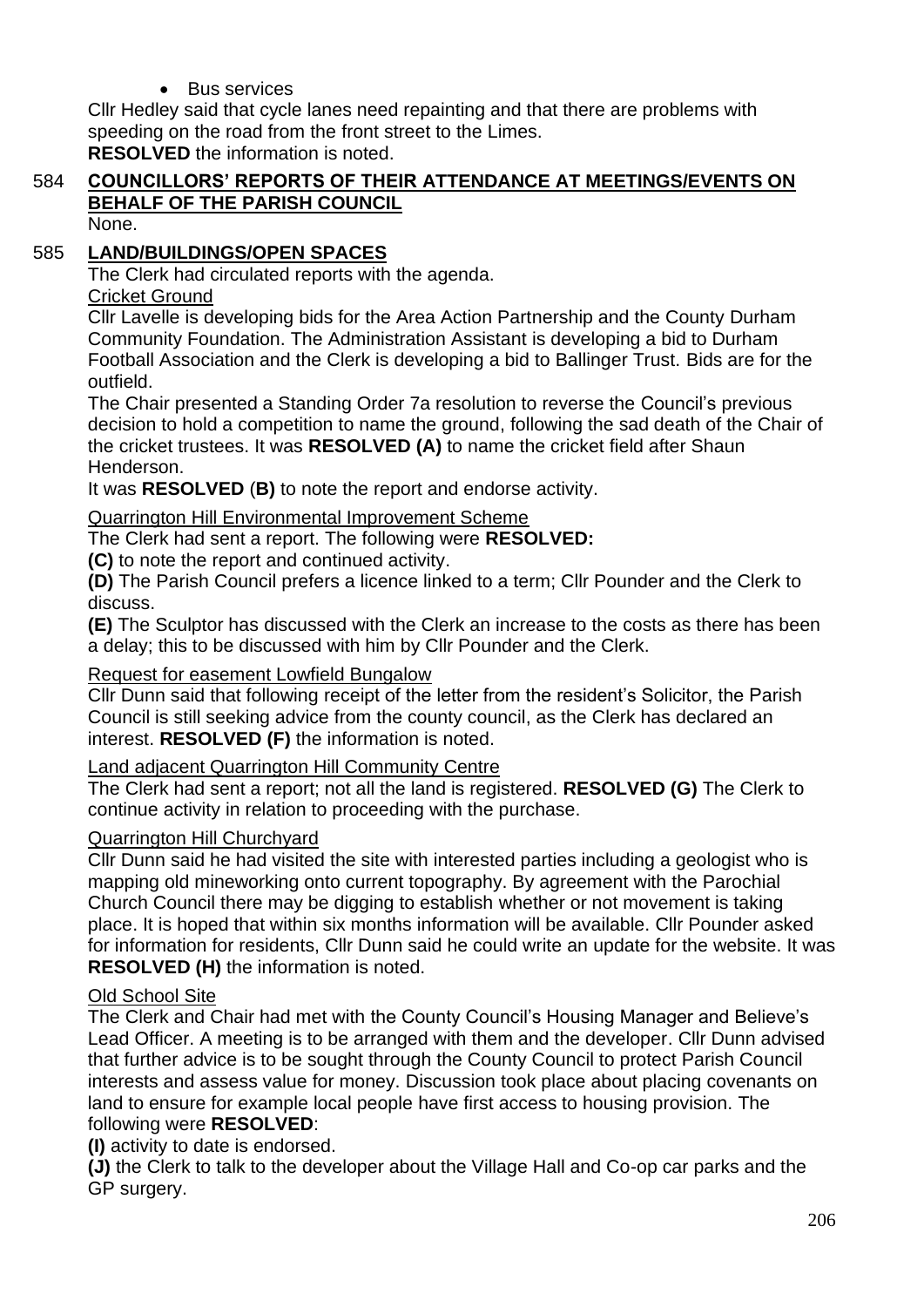- Bus services

Cllr Hedley said that cycle lanes need repainting and that there are problems with speeding on the road from the front street to the Limes.
**RESOLVED** the information is noted.

## 584 COUNCILLORS' REPORTS OF THEIR ATTENDANCE AT MEETINGS/EVENTS ON BEHALF OF THE PARISH COUNCIL

None.

## 585 LAND/BUILDINGS/OPEN SPACES

The Clerk had circulated reports with the agenda.

Cricket Ground

Cllr Lavelle is developing bids for the Area Action Partnership and the County Durham Community Foundation. The Administration Assistant is developing a bid to Durham Football Association and the Clerk is developing a bid to Ballinger Trust. Bids are for the outfield.

The Chair presented a Standing Order 7a resolution to reverse the Council's previous decision to hold a competition to name the ground, following the sad death of the Chair of the cricket trustees. It was **RESOLVED (A)** to name the cricket field after Shaun Henderson.

It was **RESOLVED** (**B)** to note the report and endorse activity.

Quarrington Hill Environmental Improvement Scheme

The Clerk had sent a report. The following were **RESOLVED:**

**(C)** to note the report and continued activity.

**(D)** The Parish Council prefers a licence linked to a term; Cllr Pounder and the Clerk to discuss.

**(E)** The Sculptor has discussed with the Clerk an increase to the costs as there has been a delay; this to be discussed with him by Cllr Pounder and the Clerk.

Request for easement Lowfield Bungalow

Cllr Dunn said that following receipt of the letter from the resident's Solicitor, the Parish Council is still seeking advice from the county council, as the Clerk has declared an interest. **RESOLVED (F)** the information is noted.

Land adjacent Quarrington Hill Community Centre

The Clerk had sent a report; not all the land is registered. **RESOLVED (G)** The Clerk to continue activity in relation to proceeding with the purchase.

Quarrington Hill Churchyard

Cllr Dunn said he had visited the site with interested parties including a geologist who is mapping old mineworking onto current topography. By agreement with the Parochial Church Council there may be digging to establish whether or not movement is taking place. It is hoped that within six months information will be available. Cllr Pounder asked for information for residents, Cllr Dunn said he could write an update for the website. It was **RESOLVED (H)** the information is noted.

Old School Site

The Clerk and Chair had met with the County Council's Housing Manager and Believe's Lead Officer. A meeting is to be arranged with them and the developer. Cllr Dunn advised that further advice is to be sought through the County Council to protect Parish Council interests and assess value for money. Discussion took place about placing covenants on land to ensure for example local people have first access to housing provision. The following were **RESOLVED**:

**(I)** activity to date is endorsed.

**(J)** the Clerk to talk to the developer about the Village Hall and Co-op car parks and the GP surgery.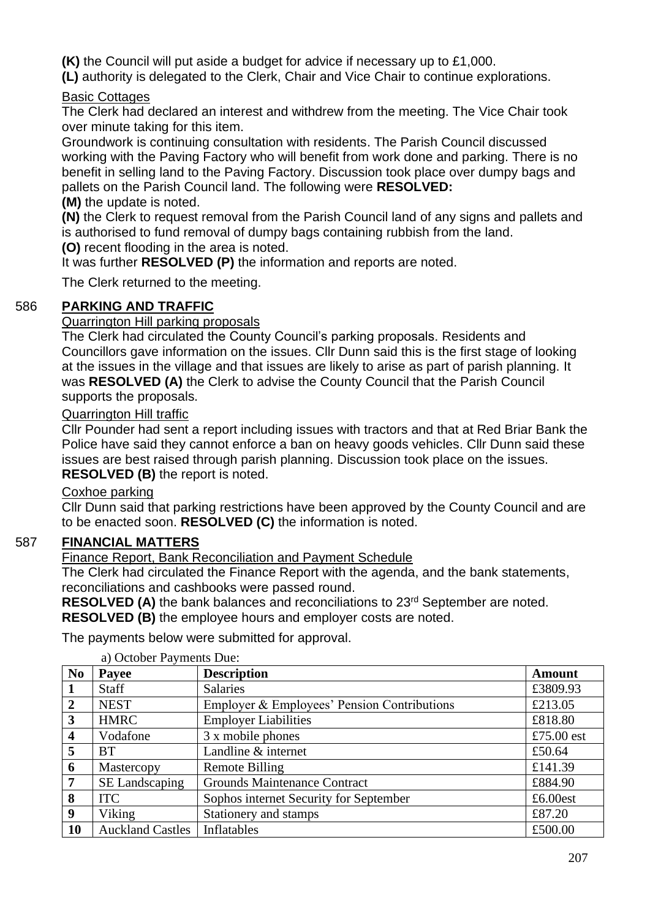**(K)** the Council will put aside a budget for advice if necessary up to £1,000.

**(L)** authority is delegated to the Clerk, Chair and Vice Chair to continue explorations.

Basic Cottages

The Clerk had declared an interest and withdrew from the meeting. The Vice Chair took over minute taking for this item.

Groundwork is continuing consultation with residents. The Parish Council discussed working with the Paving Factory who will benefit from work done and parking. There is no benefit in selling land to the Paving Factory. Discussion took place over dumpy bags and pallets on the Parish Council land. The following were **RESOLVED:**

**(M)** the update is noted.

**(N)** the Clerk to request removal from the Parish Council land of any signs and pallets and is authorised to fund removal of dumpy bags containing rubbish from the land.

**(O)** recent flooding in the area is noted.

It was further **RESOLVED (P)** the information and reports are noted.

The Clerk returned to the meeting.

## 586 PARKING AND TRAFFIC

Quarrington Hill parking proposals

The Clerk had circulated the County Council's parking proposals. Residents and Councillors gave information on the issues. Cllr Dunn said this is the first stage of looking at the issues in the village and that issues are likely to arise as part of parish planning. It was **RESOLVED (A)** the Clerk to advise the County Council that the Parish Council supports the proposals.

Quarrington Hill traffic

Cllr Pounder had sent a report including issues with tractors and that at Red Briar Bank the Police have said they cannot enforce a ban on heavy goods vehicles. Cllr Dunn said these issues are best raised through parish planning. Discussion took place on the issues.
**RESOLVED (B)** the report is noted.

Coxhoe parking

Cllr Dunn said that parking restrictions have been approved by the County Council and are to be enacted soon. **RESOLVED (C)** the information is noted.

## 587 FINANCIAL MATTERS

Finance Report, Bank Reconciliation and Payment Schedule

The Clerk had circulated the Finance Report with the agenda, and the bank statements, reconciliations and cashbooks were passed round.

**RESOLVED (A)** the bank balances and reconciliations to 23rd September are noted.

**RESOLVED (B)** the employee hours and employer costs are noted.

The payments below were submitted for approval.

a) October Payments Due:

| No | Payee | Description | Amount |
|---|---|---|---|
| 1 | Staff | Salaries | £3809.93 |
| 2 | NEST | Employer & Employees' Pension Contributions | £213.05 |
| 3 | HMRC | Employer Liabilities | £818.80 |
| 4 | Vodafone | 3 x mobile phones | £75.00 est |
| 5 | BT | Landline & internet | £50.64 |
| 6 | Mastercopy | Remote Billing | £141.39 |
| 7 | SE Landscaping | Grounds Maintenance Contract | £884.90 |
| 8 | ITC | Sophos internet Security for September | £6.00est |
| 9 | Viking | Stationery and stamps | £87.20 |
| 10 | Auckland Castles | Inflatables | £500.00 |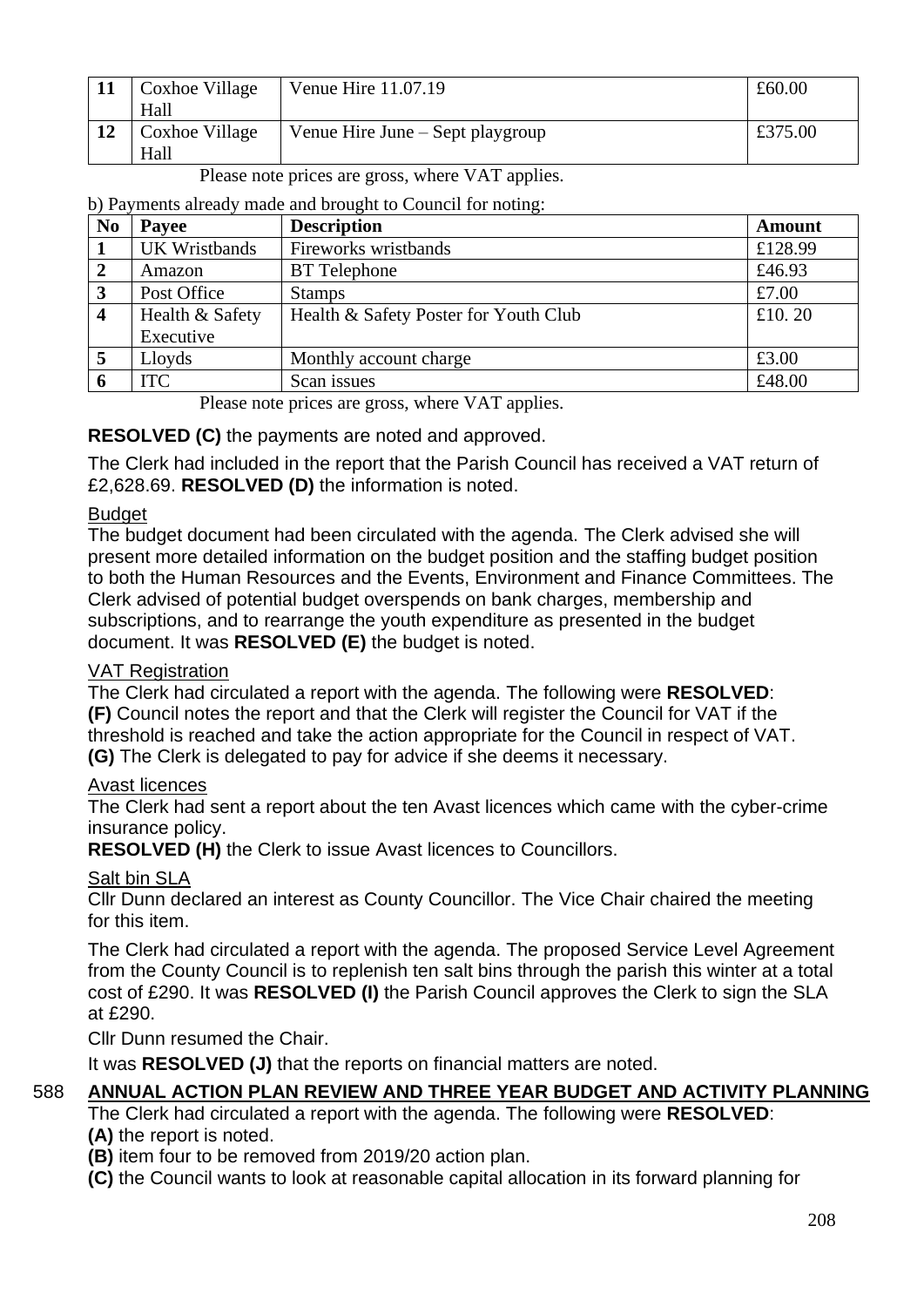| 11 | Coxhoe Village Hall | Venue Hire 11.07.19 | £60.00 |
|---|---|---|---|
| 12 | Coxhoe Village Hall | Venue Hire June – Sept playgroup | £375.00 |

Please note prices are gross, where VAT applies.

b) Payments already made and brought to Council for noting:

| No | Payee | Description | Amount |
|---|---|---|---|
| 1 | UK Wristbands | Fireworks wristbands | £128.99 |
| 2 | Amazon | BT Telephone | £46.93 |
| 3 | Post Office | Stamps | £7.00 |
| 4 | Health & Safety Executive | Health & Safety Poster for Youth Club | £10. 20 |
| 5 | Lloyds | Monthly account charge | £3.00 |
| 6 | ITC | Scan issues | £48.00 |

Please note prices are gross, where VAT applies.

**RESOLVED (C)** the payments are noted and approved.

The Clerk had included in the report that the Parish Council has received a VAT return of £2,628.69. **RESOLVED (D)** the information is noted.

Budget

The budget document had been circulated with the agenda. The Clerk advised she will present more detailed information on the budget position and the staffing budget position to both the Human Resources and the Events, Environment and Finance Committees. The Clerk advised of potential budget overspends on bank charges, membership and subscriptions, and to rearrange the youth expenditure as presented in the budget document. It was **RESOLVED (E)** the budget is noted.

VAT Registration

The Clerk had circulated a report with the agenda. The following were **RESOLVED**:
**(F)** Council notes the report and that the Clerk will register the Council for VAT if the threshold is reached and take the action appropriate for the Council in respect of VAT.
**(G)** The Clerk is delegated to pay for advice if she deems it necessary.

Avast licences

The Clerk had sent a report about the ten Avast licences which came with the cyber-crime insurance policy.

**RESOLVED (H)** the Clerk to issue Avast licences to Councillors.

Salt bin SLA

Cllr Dunn declared an interest as County Councillor. The Vice Chair chaired the meeting for this item.

The Clerk had circulated a report with the agenda. The proposed Service Level Agreement from the County Council is to replenish ten salt bins through the parish this winter at a total cost of £290. It was **RESOLVED (I)** the Parish Council approves the Clerk to sign the SLA at £290.

Cllr Dunn resumed the Chair.

It was **RESOLVED (J)** that the reports on financial matters are noted.

588 **ANNUAL ACTION PLAN REVIEW AND THREE YEAR BUDGET AND ACTIVITY PLANNING**

The Clerk had circulated a report with the agenda. The following were **RESOLVED**:
**(A)** the report is noted.
**(B)** item four to be removed from 2019/20 action plan.
**(C)** the Council wants to look at reasonable capital allocation in its forward planning for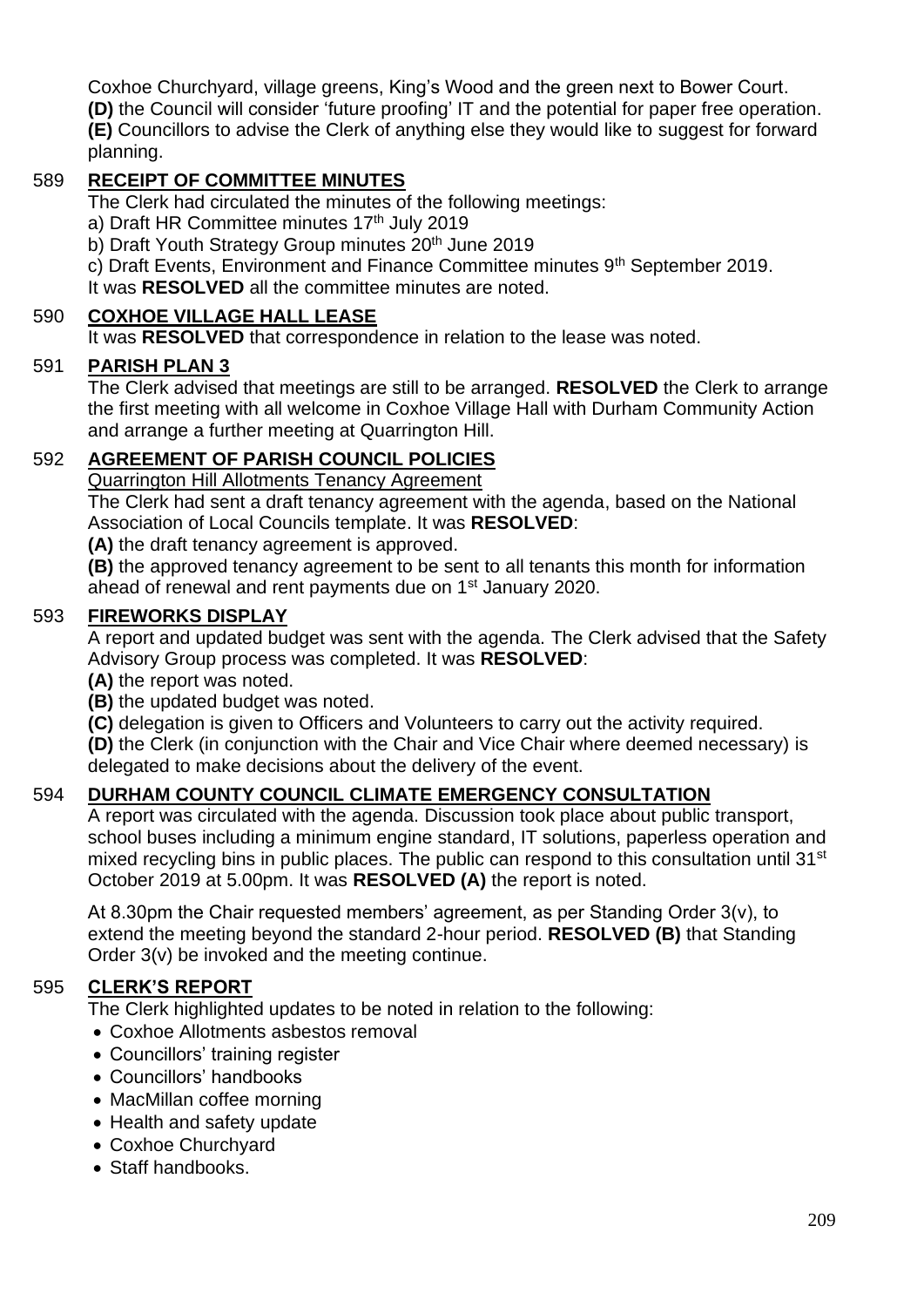Coxhoe Churchyard, village greens, King's Wood and the green next to Bower Court.
**(D)** the Council will consider 'future proofing' IT and the potential for paper free operation.
**(E)** Councillors to advise the Clerk of anything else they would like to suggest for forward planning.

## 589 RECEIPT OF COMMITTEE MINUTES

The Clerk had circulated the minutes of the following meetings:
a) Draft HR Committee minutes 17th July 2019
b) Draft Youth Strategy Group minutes 20th June 2019
c) Draft Events, Environment and Finance Committee minutes 9th September 2019.
It was **RESOLVED** all the committee minutes are noted.

## 590 COXHOE VILLAGE HALL LEASE

It was **RESOLVED** that correspondence in relation to the lease was noted.

## 591 PARISH PLAN 3

The Clerk advised that meetings are still to be arranged. **RESOLVED** the Clerk to arrange the first meeting with all welcome in Coxhoe Village Hall with Durham Community Action and arrange a further meeting at Quarrington Hill.

## 592 AGREEMENT OF PARISH COUNCIL POLICIES

Quarrington Hill Allotments Tenancy Agreement

The Clerk had sent a draft tenancy agreement with the agenda, based on the National Association of Local Councils template. It was **RESOLVED**:

**(A)** the draft tenancy agreement is approved.

**(B)** the approved tenancy agreement to be sent to all tenants this month for information ahead of renewal and rent payments due on 1st January 2020.

## 593 FIREWORKS DISPLAY

A report and updated budget was sent with the agenda. The Clerk advised that the Safety Advisory Group process was completed. It was **RESOLVED**:

**(A)** the report was noted.

**(B)** the updated budget was noted.

**(C)** delegation is given to Officers and Volunteers to carry out the activity required.

**(D)** the Clerk (in conjunction with the Chair and Vice Chair where deemed necessary) is delegated to make decisions about the delivery of the event.

## 594 DURHAM COUNTY COUNCIL CLIMATE EMERGENCY CONSULTATION

A report was circulated with the agenda. Discussion took place about public transport, school buses including a minimum engine standard, IT solutions, paperless operation and mixed recycling bins in public places. The public can respond to this consultation until 31st October 2019 at 5.00pm. It was **RESOLVED (A)** the report is noted.

At 8.30pm the Chair requested members' agreement, as per Standing Order 3(v), to extend the meeting beyond the standard 2-hour period. **RESOLVED (B)** that Standing Order 3(v) be invoked and the meeting continue.

## 595 CLERK'S REPORT

The Clerk highlighted updates to be noted in relation to the following:

- Coxhoe Allotments asbestos removal
- Councillors' training register
- Councillors' handbooks
- MacMillan coffee morning
- Health and safety update
- Coxhoe Churchyard
- Staff handbooks.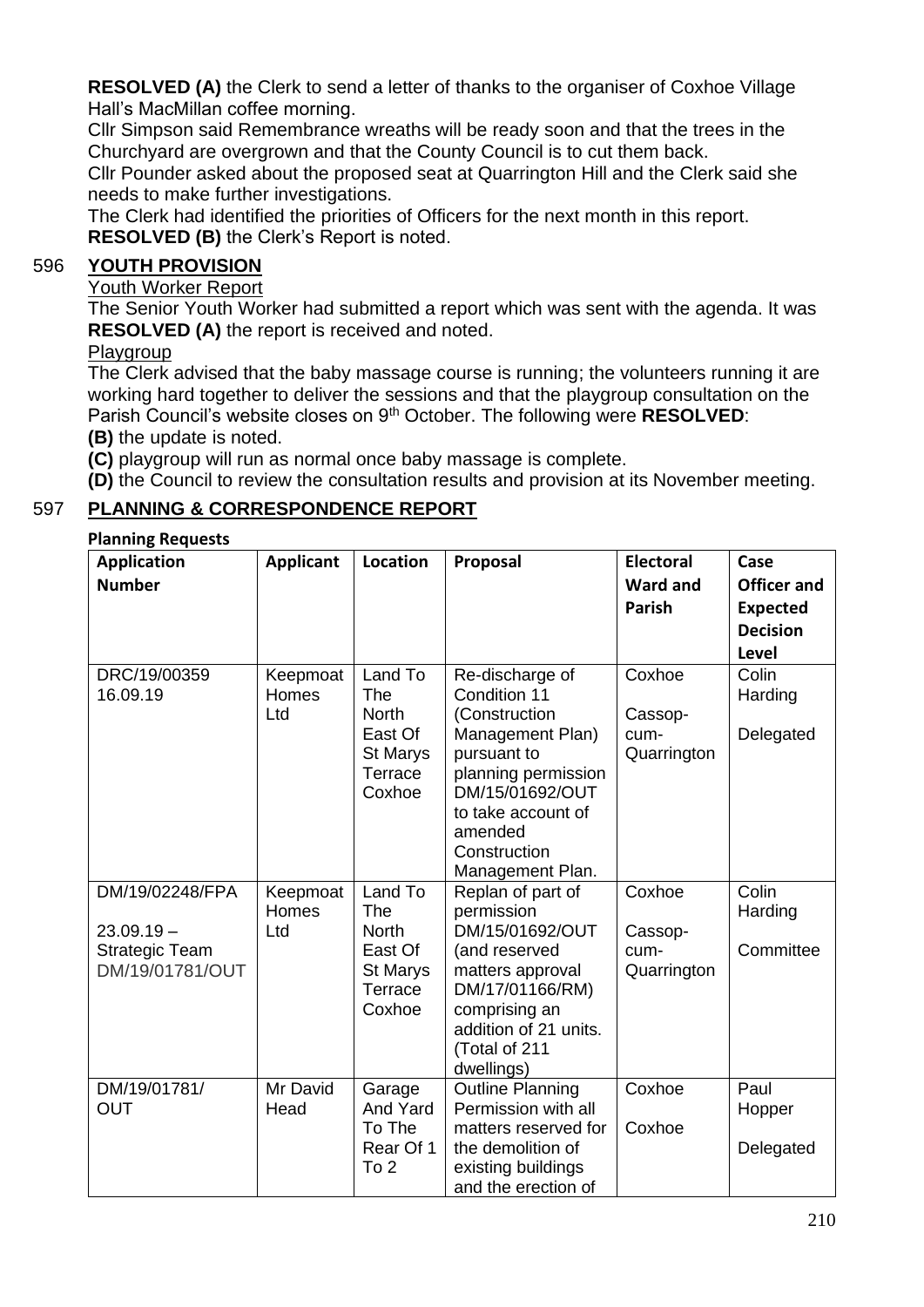**RESOLVED (A)** the Clerk to send a letter of thanks to the organiser of Coxhoe Village Hall's MacMillan coffee morning.

Cllr Simpson said Remembrance wreaths will be ready soon and that the trees in the Churchyard are overgrown and that the County Council is to cut them back.

Cllr Pounder asked about the proposed seat at Quarrington Hill and the Clerk said she needs to make further investigations.

The Clerk had identified the priorities of Officers for the next month in this report.

**RESOLVED (B)** the Clerk's Report is noted.

## 596 YOUTH PROVISION

Youth Worker Report

The Senior Youth Worker had submitted a report which was sent with the agenda. It was **RESOLVED (A)** the report is received and noted.

Playgroup

The Clerk advised that the baby massage course is running; the volunteers running it are working hard together to deliver the sessions and that the playgroup consultation on the Parish Council's website closes on 9th October. The following were **RESOLVED**:

**(B)** the update is noted.

**(C)** playgroup will run as normal once baby massage is complete.

**(D)** the Council to review the consultation results and provision at its November meeting.

## 597 PLANNING & CORRESPONDENCE REPORT

**Planning Requests**

| Application Number | Applicant | Location | Proposal | Electoral Ward and Parish | Case Officer and Expected Decision Level |
|---|---|---|---|---|---|
| DRC/19/00359 16.09.19 | Keepmoat Homes Ltd | Land To The North East Of St Marys Terrace Coxhoe | Re-discharge of Condition 11 (Construction Management Plan) pursuant to planning permission DM/15/01692/OUT to take account of amended Construction Management Plan. | Coxhoe Cassop-cum-Quarrington | Colin Harding Delegated |
| DM/19/02248/FPA 23.09.19 – Strategic Team DM/19/01781/OUT | Keepmoat Homes Ltd | Land To The North East Of St Marys Terrace Coxhoe | Replan of part of permission DM/15/01692/OUT (and reserved matters approval DM/17/01166/RM) comprising an addition of 21 units. (Total of 211 dwellings) | Coxhoe Cassop-cum-Quarrington | Colin Harding Committee |
| DM/19/01781/ OUT | Mr David Head | Garage And Yard To The Rear Of 1 To 2 | Outline Planning Permission with all matters reserved for the demolition of existing buildings and the erection of | Coxhoe Coxhoe | Paul Hopper Delegated |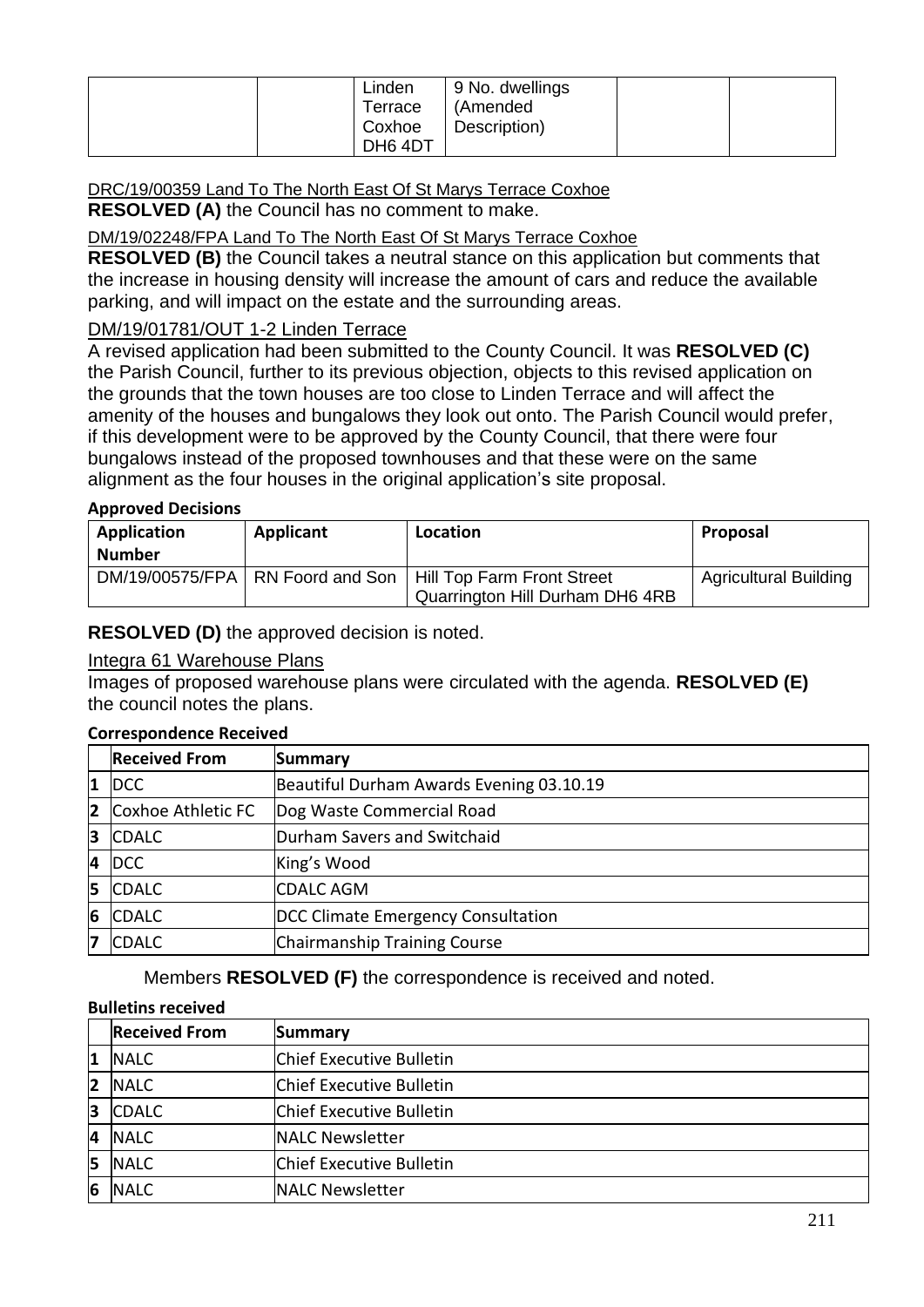| | | Linden Terrace Coxhoe DH6 4DT | 9 No. dwellings (Amended Description) | | |
|---|---|---|---|---|---|

DRC/19/00359 Land To The North East Of St Marys Terrace Coxhoe

**RESOLVED (A)** the Council has no comment to make.

DM/19/02248/FPA Land To The North East Of St Marys Terrace Coxhoe

**RESOLVED (B)** the Council takes a neutral stance on this application but comments that the increase in housing density will increase the amount of cars and reduce the available parking, and will impact on the estate and the surrounding areas.

DM/19/01781/OUT 1-2 Linden Terrace

A revised application had been submitted to the County Council. It was **RESOLVED (C)** the Parish Council, further to its previous objection, objects to this revised application on the grounds that the town houses are too close to Linden Terrace and will affect the amenity of the houses and bungalows they look out onto. The Parish Council would prefer, if this development were to be approved by the County Council, that there were four bungalows instead of the proposed townhouses and that these were on the same alignment as the four houses in the original application's site proposal.

**Approved Decisions**

| Application Number | Applicant | Location | Proposal |
|---|---|---|---|
| DM/19/00575/FPA | RN Foord and Son | Hill Top Farm Front Street Quarrington Hill Durham DH6 4RB | Agricultural Building |

**RESOLVED (D)** the approved decision is noted.

Integra 61 Warehouse Plans

Images of proposed warehouse plans were circulated with the agenda. **RESOLVED (E)** the council notes the plans.

**Correspondence Received**

| | Received From | Summary |
|---|---|---|
| 1 | DCC | Beautiful Durham Awards Evening 03.10.19 |
| 2 | Coxhoe Athletic FC | Dog Waste Commercial Road |
| 3 | CDALC | Durham Savers and Switchaid |
| 4 | DCC | King's Wood |
| 5 | CDALC | CDALC AGM |
| 6 | CDALC | DCC Climate Emergency Consultation |
| 7 | CDALC | Chairmanship Training Course |

Members **RESOLVED (F)** the correspondence is received and noted.

**Bulletins received**

| | Received From | Summary |
|---|---|---|
| 1 | NALC | Chief Executive Bulletin |
| 2 | NALC | Chief Executive Bulletin |
| 3 | CDALC | Chief Executive Bulletin |
| 4 | NALC | NALC Newsletter |
| 5 | NALC | Chief Executive Bulletin |
| 6 | NALC | NALC Newsletter |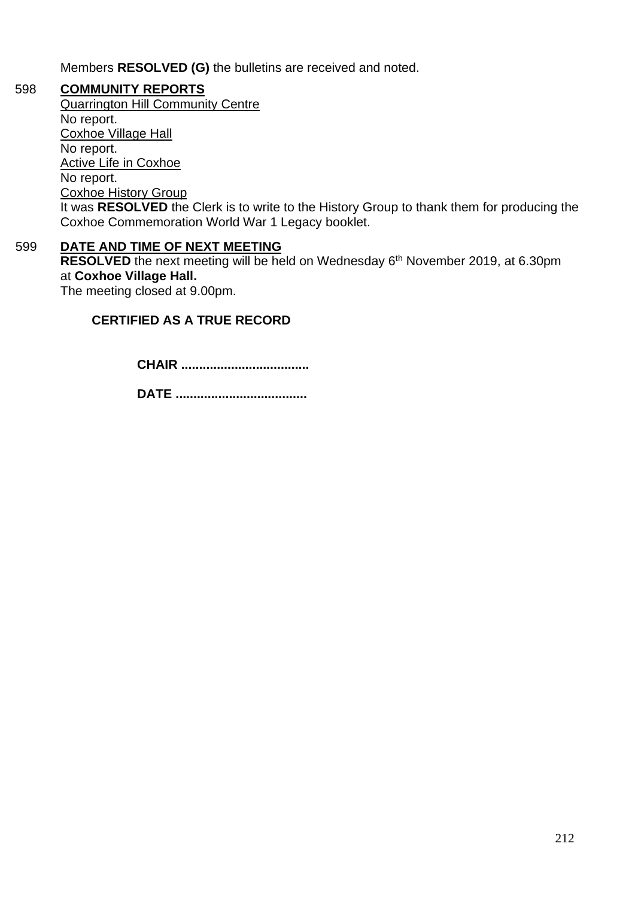Members **RESOLVED (G)** the bulletins are received and noted.

598 **COMMUNITY REPORTS**

Quarrington Hill Community Centre
No report.
Coxhoe Village Hall
No report.
Active Life in Coxhoe
No report.
Coxhoe History Group
It was **RESOLVED** the Clerk is to write to the History Group to thank them for producing the Coxhoe Commemoration World War 1 Legacy booklet.

599 **DATE AND TIME OF NEXT MEETING**

**RESOLVED** the next meeting will be held on Wednesday 6th November 2019, at 6.30pm at **Coxhoe Village Hall.**
The meeting closed at 9.00pm.

**CERTIFIED AS A TRUE RECORD**

**CHAIR ....................................**

**DATE .....................................**